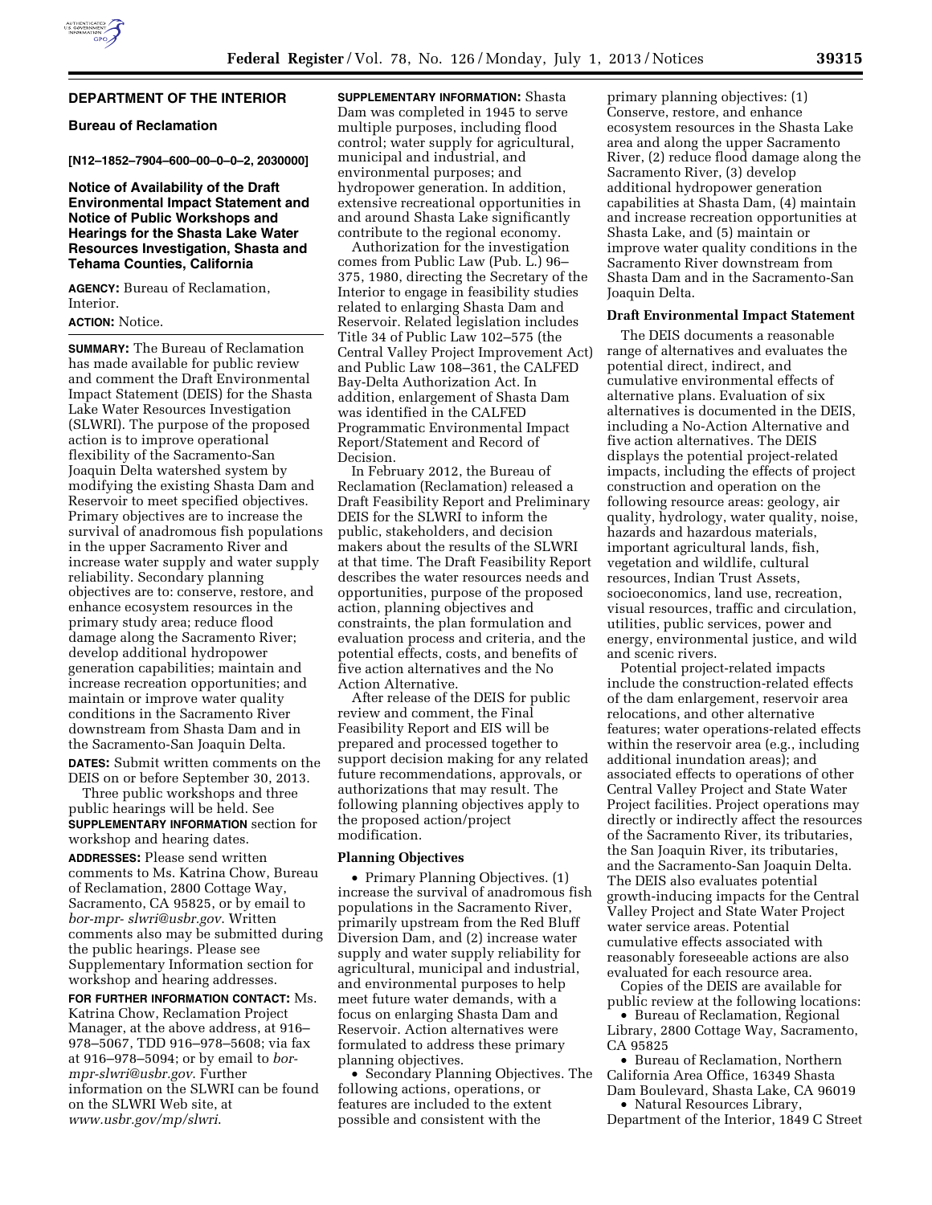## DEPARTMENT OF THE INTERIOR

### Bureau of Reclamation

**[N12–1852–7904–600–00–0–0–2, 2030000]**

### Notice of Availability of the Draft Environmental Impact Statement and Notice of Public Workshops and Hearings for the Shasta Lake Water Resources Investigation, Shasta and Tehama Counties, California

**AGENCY:** Bureau of Reclamation, Interior.

**ACTION:** Notice.

**SUMMARY:** The Bureau of Reclamation has made available for public review and comment the Draft Environmental Impact Statement (DEIS) for the Shasta Lake Water Resources Investigation (SLWRI). The purpose of the proposed action is to improve operational flexibility of the Sacramento-San Joaquin Delta watershed system by modifying the existing Shasta Dam and Reservoir to meet specified objectives. Primary objectives are to increase the survival of anadromous fish populations in the upper Sacramento River and increase water supply and water supply reliability. Secondary planning objectives are to: conserve, restore, and enhance ecosystem resources in the primary study area; reduce flood damage along the Sacramento River; develop additional hydropower generation capabilities; maintain and increase recreation opportunities; and maintain or improve water quality conditions in the Sacramento River downstream from Shasta Dam and in the Sacramento-San Joaquin Delta.

**DATES:** Submit written comments on the DEIS on or before September 30, 2013.

Three public workshops and three public hearings will be held. See **SUPPLEMENTARY INFORMATION** section for workshop and hearing dates.

**ADDRESSES:** Please send written comments to Ms. Katrina Chow, Bureau of Reclamation, 2800 Cottage Way, Sacramento, CA 95825, or by email to *bor-mpr- slwri@usbr.gov*. Written comments also may be submitted during the public hearings. Please see Supplementary Information section for workshop and hearing addresses.

**FOR FURTHER INFORMATION CONTACT:** Ms. Katrina Chow, Reclamation Project Manager, at the above address, at 916–978–5067, TDD 916–978–5608; via fax at 916–978–5094; or by email to *bor-mpr-slwri@usbr.gov*. Further information on the SLWRI can be found on the SLWRI Web site, at *www.usbr.gov/mp/slwri*.

**SUPPLEMENTARY INFORMATION:** Shasta Dam was completed in 1945 to serve multiple purposes, including flood control; water supply for agricultural, municipal and industrial, and environmental purposes; and hydropower generation. In addition, extensive recreational opportunities in and around Shasta Lake significantly contribute to the regional economy.

Authorization for the investigation comes from Public Law (Pub. L.) 96–375, 1980, directing the Secretary of the Interior to engage in feasibility studies related to enlarging Shasta Dam and Reservoir. Related legislation includes Title 34 of Public Law 102–575 (the Central Valley Project Improvement Act) and Public Law 108–361, the CALFED Bay-Delta Authorization Act. In addition, enlargement of Shasta Dam was identified in the CALFED Programmatic Environmental Impact Report/Statement and Record of Decision.

In February 2012, the Bureau of Reclamation (Reclamation) released a Draft Feasibility Report and Preliminary DEIS for the SLWRI to inform the public, stakeholders, and decision makers about the results of the SLWRI at that time. The Draft Feasibility Report describes the water resources needs and opportunities, purpose of the proposed action, planning objectives and constraints, the plan formulation and evaluation process and criteria, and the potential effects, costs, and benefits of five action alternatives and the No Action Alternative.

After release of the DEIS for public review and comment, the Final Feasibility Report and EIS will be prepared and processed together to support decision making for any related future recommendations, approvals, or authorizations that may result. The following planning objectives apply to the proposed action/project modification.

#### Planning Objectives

- Primary Planning Objectives. (1) increase the survival of anadromous fish populations in the Sacramento River, primarily upstream from the Red Bluff Diversion Dam, and (2) increase water supply and water supply reliability for agricultural, municipal and industrial, and environmental purposes to help meet future water demands, with a focus on enlarging Shasta Dam and Reservoir. Action alternatives were formulated to address these primary planning objectives.
- Secondary Planning Objectives. The following actions, operations, or features are included to the extent possible and consistent with the primary planning objectives: (1) Conserve, restore, and enhance ecosystem resources in the Shasta Lake area and along the upper Sacramento River, (2) reduce flood damage along the Sacramento River, (3) develop additional hydropower generation capabilities at Shasta Dam, (4) maintain and increase recreation opportunities at Shasta Lake, and (5) maintain or improve water quality conditions in the Sacramento River downstream from Shasta Dam and in the Sacramento-San Joaquin Delta.

#### Draft Environmental Impact Statement

The DEIS documents a reasonable range of alternatives and evaluates the potential direct, indirect, and cumulative environmental effects of alternative plans. Evaluation of six alternatives is documented in the DEIS, including a No-Action Alternative and five action alternatives. The DEIS displays the potential project-related impacts, including the effects of project construction and operation on the following resource areas: geology, air quality, hydrology, water quality, noise, hazards and hazardous materials, important agricultural lands, fish, vegetation and wildlife, cultural resources, Indian Trust Assets, socioeconomics, land use, recreation, visual resources, traffic and circulation, utilities, public services, power and energy, environmental justice, and wild and scenic rivers.

Potential project-related impacts include the construction-related effects of the dam enlargement, reservoir area relocations, and other alternative features; water operations-related effects within the reservoir area (e.g., including additional inundation areas); and associated effects to operations of other Central Valley Project and State Water Project facilities. Project operations may directly or indirectly affect the resources of the Sacramento River, its tributaries, the San Joaquin River, its tributaries, and the Sacramento-San Joaquin Delta. The DEIS also evaluates potential growth-inducing impacts for the Central Valley Project and State Water Project water service areas. Potential cumulative effects associated with reasonably foreseeable actions are also evaluated for each resource area.

Copies of the DEIS are available for public review at the following locations:

- Bureau of Reclamation, Regional Library, 2800 Cottage Way, Sacramento, CA 95825
- Bureau of Reclamation, Northern California Area Office, 16349 Shasta Dam Boulevard, Shasta Lake, CA 96019
- Natural Resources Library, Department of the Interior, 1849 C Street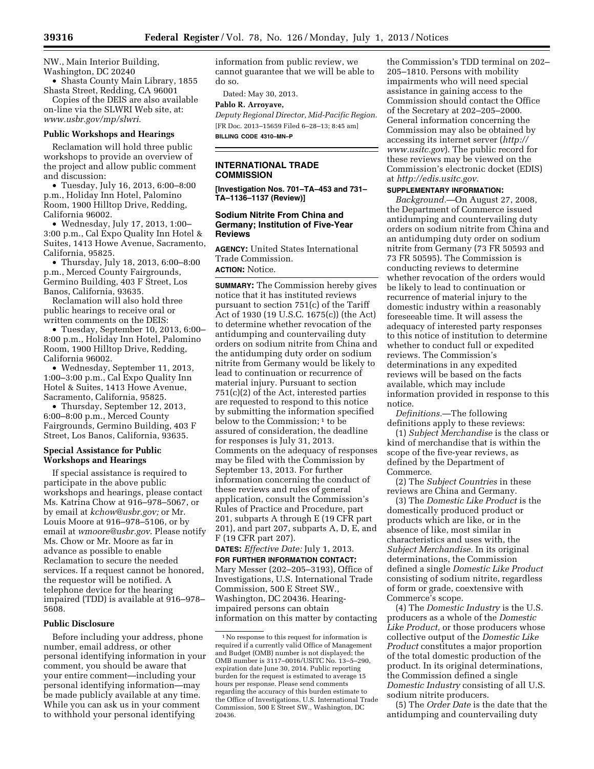NW., Main Interior Building, Washington, DC 20240

- Shasta County Main Library, 1855 Shasta Street, Redding, CA 96001

Copies of the DEIS are also available on-line via the SLWRI Web site, at: *www.usbr.gov/mp/slwri.*

### Public Workshops and Hearings

Reclamation will hold three public workshops to provide an overview of the project and allow public comment and discussion:

- Tuesday, July 16, 2013, 6:00–8:00 p.m., Holiday Inn Hotel, Palomino Room, 1900 Hilltop Drive, Redding, California 96002.
- Wednesday, July 17, 2013, 1:00–3:00 p.m., Cal Expo Quality Inn Hotel & Suites, 1413 Howe Avenue, Sacramento, California, 95825.
- Thursday, July 18, 2013, 6:00–8:00 p.m., Merced County Fairgrounds, Germino Building, 403 F Street, Los Banos, California, 93635.

Reclamation will also hold three public hearings to receive oral or written comments on the DEIS:

- Tuesday, September 10, 2013, 6:00–8:00 p.m., Holiday Inn Hotel, Palomino Room, 1900 Hilltop Drive, Redding, California 96002.
- Wednesday, September 11, 2013, 1:00–3:00 p.m., Cal Expo Quality Inn Hotel & Suites, 1413 Howe Avenue, Sacramento, California, 95825.
- Thursday, September 12, 2013, 6:00–8:00 p.m., Merced County Fairgrounds, Germino Building, 403 F Street, Los Banos, California, 93635.

### Special Assistance for Public Workshops and Hearings

If special assistance is required to participate in the above public workshops and hearings, please contact Ms. Katrina Chow at 916–978–5067, or by email at *kchow@usbr.gov;* or Mr. Louis Moore at 916–978–5106, or by email at *wmoore@usbr.gov*. Please notify Ms. Chow or Mr. Moore as far in advance as possible to enable Reclamation to secure the needed services. If a request cannot be honored, the requestor will be notified. A telephone device for the hearing impaired (TDD) is available at 916–978–5608.

### Public Disclosure

Before including your address, phone number, email address, or other personal identifying information in your comment, you should be aware that your entire comment—including your personal identifying information—may be made publicly available at any time. While you can ask us in your comment to withhold your personal identifying information from public review, we cannot guarantee that we will be able to do so.

Dated: May 30, 2013.

**Pablo R. Arroyave,**

*Deputy Regional Director, Mid-Pacific Region.*

[FR Doc. 2013–15659 Filed 6–28–13; 8:45 am]

**BILLING CODE 4310–MN–P**

---

## INTERNATIONAL TRADE COMMISSION

**[Investigation Nos. 701–TA–453 and 731–TA–1136–1137 (Review)]**

## Sodium Nitrite From China and Germany; Institution of Five-Year Reviews

**AGENCY:** United States International Trade Commission.

**ACTION:** Notice.

**SUMMARY:** The Commission hereby gives notice that it has instituted reviews pursuant to section 751(c) of the Tariff Act of 1930 (19 U.S.C. 1675(c)) (the Act) to determine whether revocation of the antidumping and countervailing duty orders on sodium nitrite from China and the antidumping duty order on sodium nitrite from Germany would be likely to lead to continuation or recurrence of material injury. Pursuant to section 751(c)(2) of the Act, interested parties are requested to respond to this notice by submitting the information specified below to the Commission; [1] to be assured of consideration, the deadline for responses is July 31, 2013. Comments on the adequacy of responses may be filed with the Commission by September 13, 2013. For further information concerning the conduct of these reviews and rules of general application, consult the Commission's Rules of Practice and Procedure, part 201, subparts A through E (19 CFR part 201), and part 207, subparts A, D, E, and F (19 CFR part 207).

**DATES:** *Effective Date:* July 1, 2013.

**FOR FURTHER INFORMATION CONTACT:** Mary Messer (202–205–3193), Office of Investigations, U.S. International Trade Commission, 500 E Street SW., Washington, DC 20436. Hearing-impaired persons can obtain information on this matter by contacting the Commission's TDD terminal on 202–205–1810. Persons with mobility impairments who will need special assistance in gaining access to the Commission should contact the Office of the Secretary at 202–205–2000. General information concerning the Commission may also be obtained by accessing its internet server (*http://www.usitc.gov*). The public record for these reviews may be viewed on the Commission's electronic docket (EDIS) at *http://edis.usitc.gov.*

**SUPPLEMENTARY INFORMATION:**

*Background.*—On August 27, 2008, the Department of Commerce issued antidumping and countervailing duty orders on sodium nitrite from China and an antidumping duty order on sodium nitrite from Germany (73 FR 50593 and 73 FR 50595). The Commission is conducting reviews to determine whether revocation of the orders would be likely to lead to continuation or recurrence of material injury to the domestic industry within a reasonably foreseeable time. It will assess the adequacy of interested party responses to this notice of institution to determine whether to conduct full or expedited reviews. The Commission's determinations in any expedited reviews will be based on the facts available, which may include information provided in response to this notice.

*Definitions.*—The following definitions apply to these reviews:

(1) *Subject Merchandise* is the class or kind of merchandise that is within the scope of the five-year reviews, as defined by the Department of Commerce.

(2) The *Subject Countries* in these reviews are China and Germany.

(3) The *Domestic Like Product* is the domestically produced product or products which are like, or in the absence of like, most similar in characteristics and uses with, the *Subject Merchandise.* In its original determinations, the Commission defined a single *Domestic Like Product* consisting of sodium nitrite, regardless of form or grade, coextensive with Commerce's scope.

(4) The *Domestic Industry* is the U.S. producers as a whole of the *Domestic Like Product,* or those producers whose collective output of the *Domestic Like Product* constitutes a major proportion of the total domestic production of the product. In its original determinations, the Commission defined a single *Domestic Industry* consisting of all U.S. sodium nitrite producers.

(5) The *Order Date* is the date that the antidumping and countervailing duty

---

[1] No response to this request for information is required if a currently valid Office of Management and Budget (OMB) number is not displayed; the OMB number is 3117–0016/USITC No. 13–5–290, expiration date June 30, 2014. Public reporting burden for the request is estimated to average 15 hours per response. Please send comments regarding the accuracy of this burden estimate to the Office of Investigations, U.S. International Trade Commission, 500 E Street SW., Washington, DC 20436.